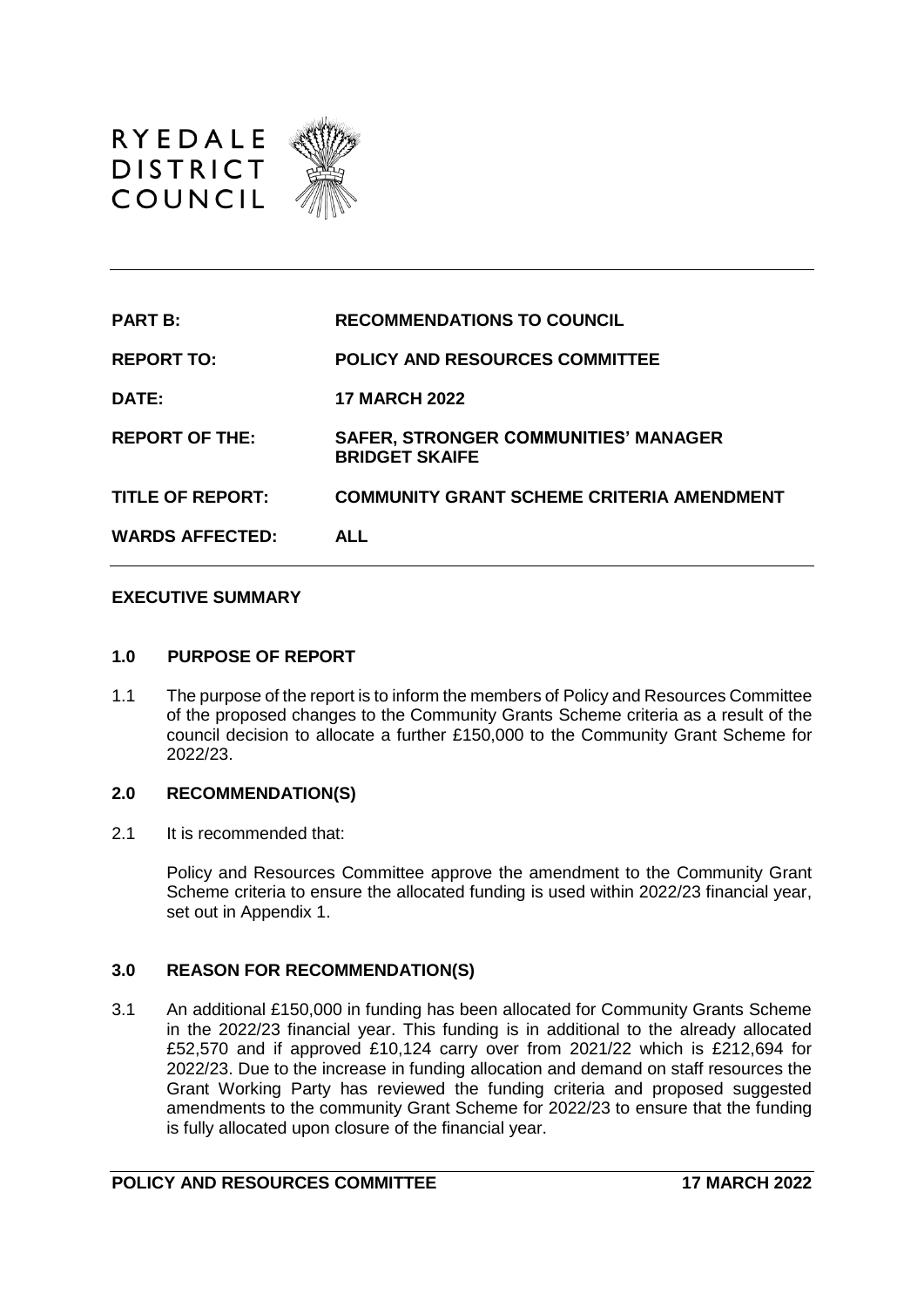RYEDALE DISTRICT COUNCIL

| | |
|---|---|
| **PART B:** | **RECOMMENDATIONS TO COUNCIL** |
| **REPORT TO:** | **POLICY AND RESOURCES COMMITTEE** |
| **DATE:** | **17 MARCH 2022** |
| **REPORT OF THE:** | **SAFER, STRONGER COMMUNITIES' MANAGER BRIDGET SKAIFE** |
| **TITLE OF REPORT:** | **COMMUNITY GRANT SCHEME CRITERIA AMENDMENT** |
| **WARDS AFFECTED:** | **ALL** |

## EXECUTIVE SUMMARY

### 1.0 PURPOSE OF REPORT

1.1 The purpose of the report is to inform the members of Policy and Resources Committee of the proposed changes to the Community Grants Scheme criteria as a result of the council decision to allocate a further £150,000 to the Community Grant Scheme for 2022/23.

### 2.0 RECOMMENDATION(S)

2.1 It is recommended that:

Policy and Resources Committee approve the amendment to the Community Grant Scheme criteria to ensure the allocated funding is used within 2022/23 financial year, set out in Appendix 1.

### 3.0 REASON FOR RECOMMENDATION(S)

3.1 An additional £150,000 in funding has been allocated for Community Grants Scheme in the 2022/23 financial year. This funding is in additional to the already allocated £52,570 and if approved £10,124 carry over from 2021/22 which is £212,694 for 2022/23. Due to the increase in funding allocation and demand on staff resources the Grant Working Party has reviewed the funding criteria and proposed suggested amendments to the community Grant Scheme for 2022/23 to ensure that the funding is fully allocated upon closure of the financial year.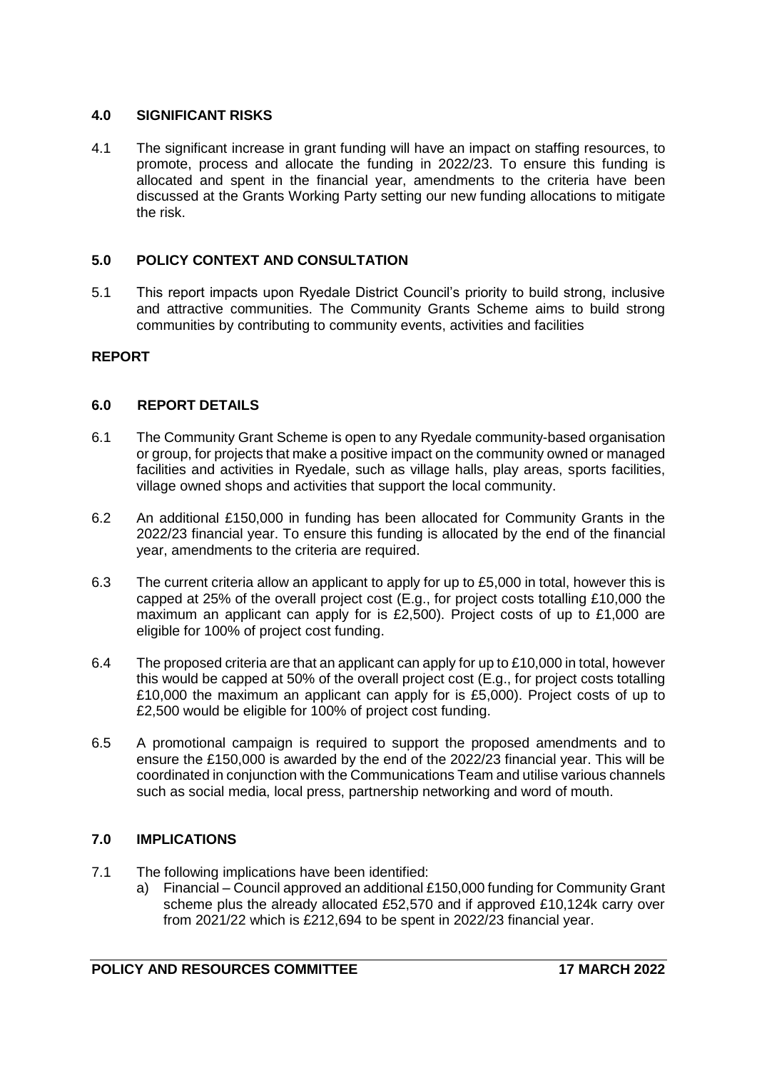## 4.0 SIGNIFICANT RISKS

4.1 The significant increase in grant funding will have an impact on staffing resources, to promote, process and allocate the funding in 2022/23. To ensure this funding is allocated and spent in the financial year, amendments to the criteria have been discussed at the Grants Working Party setting our new funding allocations to mitigate the risk.

## 5.0 POLICY CONTEXT AND CONSULTATION

5.1 This report impacts upon Ryedale District Council's priority to build strong, inclusive and attractive communities. The Community Grants Scheme aims to build strong communities by contributing to community events, activities and facilities

## REPORT

## 6.0 REPORT DETAILS

6.1 The Community Grant Scheme is open to any Ryedale community-based organisation or group, for projects that make a positive impact on the community owned or managed facilities and activities in Ryedale, such as village halls, play areas, sports facilities, village owned shops and activities that support the local community.

6.2 An additional £150,000 in funding has been allocated for Community Grants in the 2022/23 financial year. To ensure this funding is allocated by the end of the financial year, amendments to the criteria are required.

6.3 The current criteria allow an applicant to apply for up to £5,000 in total, however this is capped at 25% of the overall project cost (E.g., for project costs totalling £10,000 the maximum an applicant can apply for is £2,500). Project costs of up to £1,000 are eligible for 100% of project cost funding.

6.4 The proposed criteria are that an applicant can apply for up to £10,000 in total, however this would be capped at 50% of the overall project cost (E.g., for project costs totalling £10,000 the maximum an applicant can apply for is £5,000). Project costs of up to £2,500 would be eligible for 100% of project cost funding.

6.5 A promotional campaign is required to support the proposed amendments and to ensure the £150,000 is awarded by the end of the 2022/23 financial year. This will be coordinated in conjunction with the Communications Team and utilise various channels such as social media, local press, partnership networking and word of mouth.

## 7.0 IMPLICATIONS

7.1 The following implications have been identified:

a) Financial – Council approved an additional £150,000 funding for Community Grant scheme plus the already allocated £52,570 and if approved £10,124k carry over from 2021/22 which is £212,694 to be spent in 2022/23 financial year.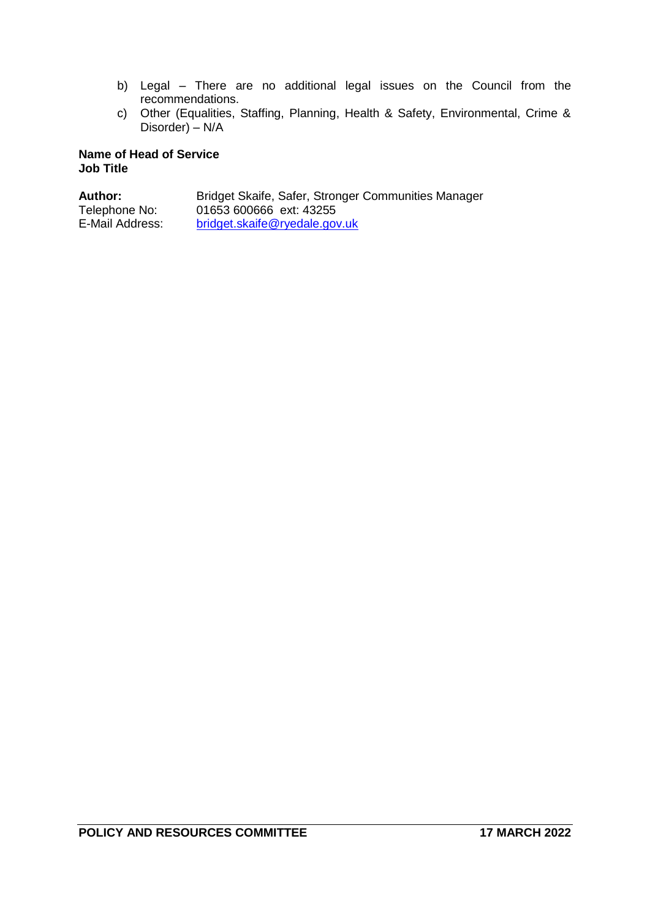b) Legal – There are no additional legal issues on the Council from the recommendations.

c) Other (Equalities, Staffing, Planning, Health & Safety, Environmental, Crime & Disorder) – N/A

**Name of Head of Service**
**Job Title**

**Author:** Bridget Skaife, Safer, Stronger Communities Manager
Telephone No: 01653 600666 ext: 43255
E-Mail Address: bridget.skaife@ryedale.gov.uk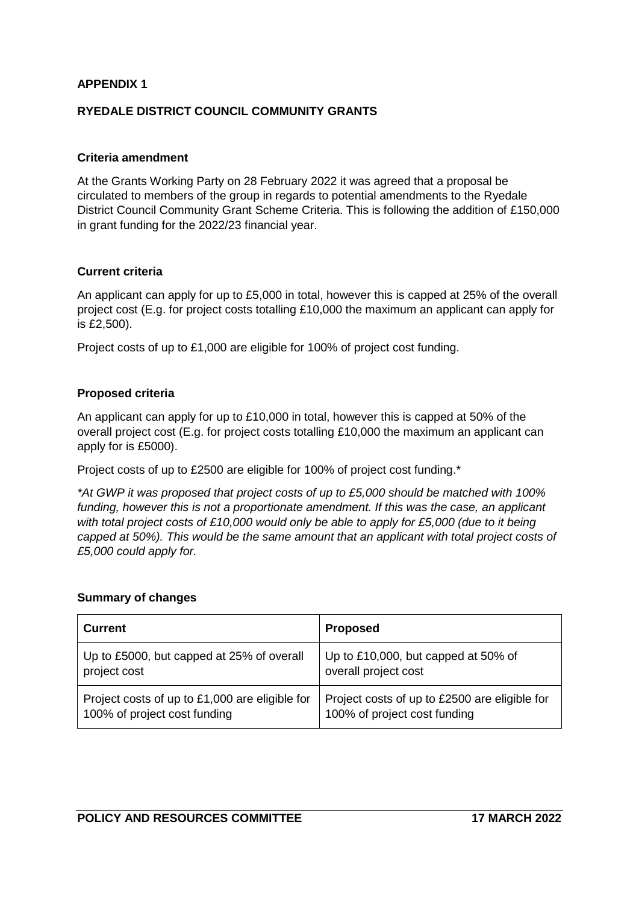**APPENDIX 1**

**RYEDALE DISTRICT COUNCIL COMMUNITY GRANTS**

**Criteria amendment**

At the Grants Working Party on 28 February 2022 it was agreed that a proposal be circulated to members of the group in regards to potential amendments to the Ryedale District Council Community Grant Scheme Criteria. This is following the addition of £150,000 in grant funding for the 2022/23 financial year.

**Current criteria**

An applicant can apply for up to £5,000 in total, however this is capped at 25% of the overall project cost (E.g. for project costs totalling £10,000 the maximum an applicant can apply for is £2,500).

Project costs of up to £1,000 are eligible for 100% of project cost funding.

**Proposed criteria**

An applicant can apply for up to £10,000 in total, however this is capped at 50% of the overall project cost (E.g. for project costs totalling £10,000 the maximum an applicant can apply for is £5000).

Project costs of up to £2500 are eligible for 100% of project cost funding.*

*\*At GWP it was proposed that project costs of up to £5,000 should be matched with 100% funding, however this is not a proportionate amendment. If this was the case, an applicant with total project costs of £10,000 would only be able to apply for £5,000 (due to it being capped at 50%). This would be the same amount that an applicant with total project costs of £5,000 could apply for.*

**Summary of changes**

| **Current** | **Proposed** |
|---|---|
| Up to £5000, but capped at 25% of overall project cost | Up to £10,000, but capped at 50% of overall project cost |
| Project costs of up to £1,000 are eligible for 100% of project cost funding | Project costs of up to £2500 are eligible for 100% of project cost funding |